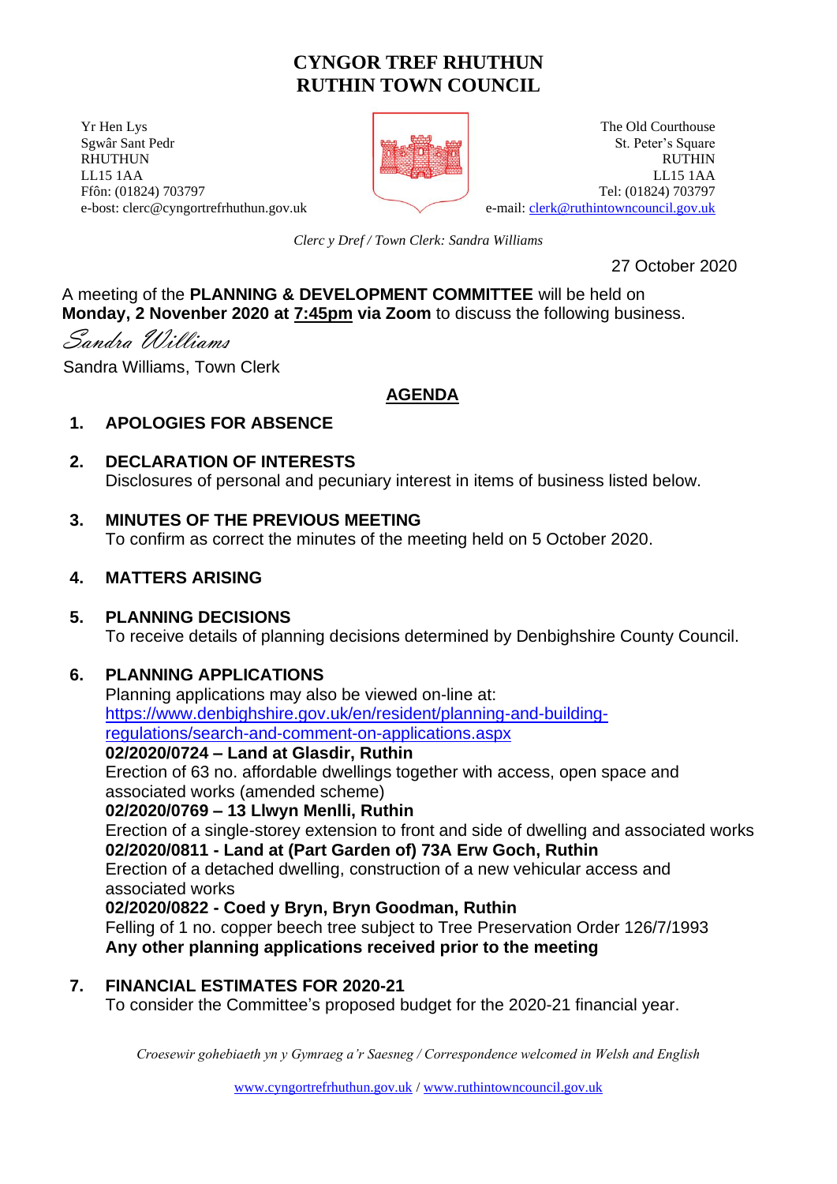# CYNGOR TREF RHUTHUN
# RUTHIN TOWN COUNCIL

Yr Hen Lys
Sgwâr Sant Pedr
RHUTHUN
LL15 1AA
Ffôn: (01824) 703797
e-bost: clerc@cyngortrefrhuthun.gov.uk

The Old Courthouse
St. Peter's Square
RUTHIN
LL15 1AA
Tel: (01824) 703797
e-mail: clerk@ruthintowncouncil.gov.uk

*Clerc y Dref / Town Clerk: Sandra Williams*

27 October 2020

A meeting of the **PLANNING & DEVELOPMENT COMMITTEE** will be held on **Monday, 2 November 2020 at 7:45pm via Zoom** to discuss the following business.

*Sandra Williams*

Sandra Williams, Town Clerk

## AGENDA

**1. APOLOGIES FOR ABSENCE**

**2. DECLARATION OF INTERESTS**
Disclosures of personal and pecuniary interest in items of business listed below.

**3. MINUTES OF THE PREVIOUS MEETING**
To confirm as correct the minutes of the meeting held on 5 October 2020.

**4. MATTERS ARISING**

**5. PLANNING DECISIONS**
To receive details of planning decisions determined by Denbighshire County Council.

**6. PLANNING APPLICATIONS**
Planning applications may also be viewed on-line at:
https://www.denbighshire.gov.uk/en/resident/planning-and-building-regulations/search-and-comment-on-applications.aspx

**02/2020/0724 – Land at Glasdir, Ruthin**
Erection of 63 no. affordable dwellings together with access, open space and associated works (amended scheme)

**02/2020/0769 – 13 Llwyn Menlli, Ruthin**
Erection of a single-storey extension to front and side of dwelling and associated works

**02/2020/0811 - Land at (Part Garden of) 73A Erw Goch, Ruthin**
Erection of a detached dwelling, construction of a new vehicular access and associated works

**02/2020/0822 - Coed y Bryn, Bryn Goodman, Ruthin**
Felling of 1 no. copper beech tree subject to Tree Preservation Order 126/7/1993

**Any other planning applications received prior to the meeting**

**7. FINANCIAL ESTIMATES FOR 2020-21**
To consider the Committee's proposed budget for the 2020-21 financial year.

*Croesewir gohebiaeth yn y Gymraeg a'r Saesneg / Correspondence welcomed in Welsh and English*

www.cyngortrefrhuthun.gov.uk / www.ruthintowncouncil.gov.uk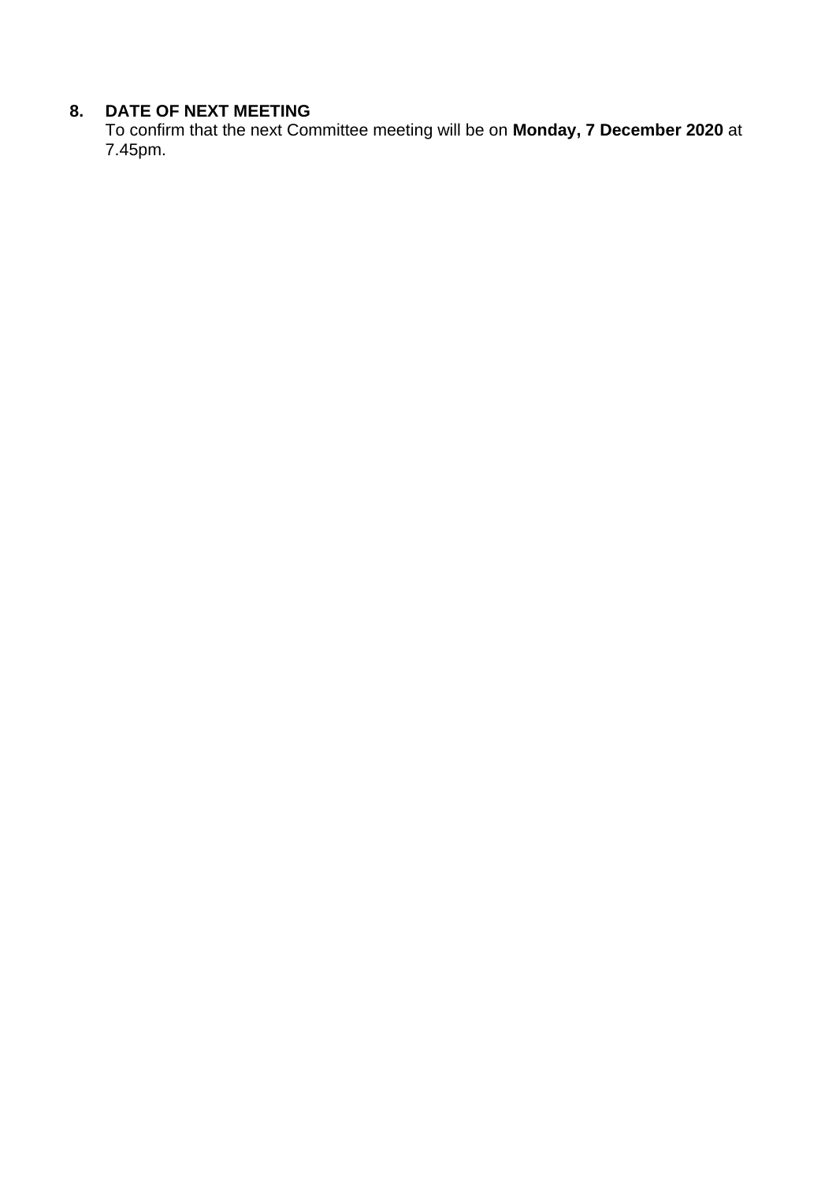## 8. DATE OF NEXT MEETING

To confirm that the next Committee meeting will be on **Monday, 7 December 2020** at 7.45pm.